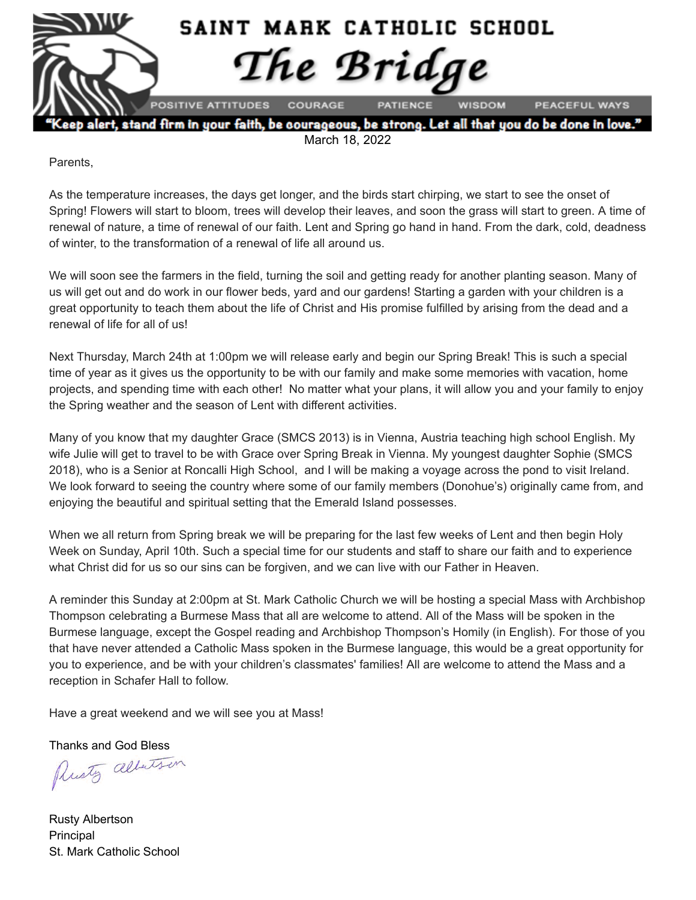# SAINT MARK CATHOLIC SCHOOL

## *The Bridge*

POSITIVE ATTITUDES  COURAGE  PATIENCE  WISDOM  PEACEFUL WAYS

**"Keep alert, stand firm in your faith, be courageous, be strong. Let all that you do be done in love."**

March 18, 2022

Parents,

As the temperature increases, the days get longer, and the birds start chirping, we start to see the onset of Spring! Flowers will start to bloom, trees will develop their leaves, and soon the grass will start to green. A time of renewal of nature, a time of renewal of our faith. Lent and Spring go hand in hand. From the dark, cold, deadness of winter, to the transformation of a renewal of life all around us.

We will soon see the farmers in the field, turning the soil and getting ready for another planting season. Many of us will get out and do work in our flower beds, yard and our gardens! Starting a garden with your children is a great opportunity to teach them about the life of Christ and His promise fulfilled by arising from the dead and a renewal of life for all of us!

Next Thursday, March 24th at 1:00pm we will release early and begin our Spring Break! This is such a special time of year as it gives us the opportunity to be with our family and make some memories with vacation, home projects, and spending time with each other! No matter what your plans, it will allow you and your family to enjoy the Spring weather and the season of Lent with different activities.

Many of you know that my daughter Grace (SMCS 2013) is in Vienna, Austria teaching high school English. My wife Julie will get to travel to be with Grace over Spring Break in Vienna. My youngest daughter Sophie (SMCS 2018), who is a Senior at Roncalli High School, and I will be making a voyage across the pond to visit Ireland. We look forward to seeing the country where some of our family members (Donohue's) originally came from, and enjoying the beautiful and spiritual setting that the Emerald Island possesses.

When we all return from Spring break we will be preparing for the last few weeks of Lent and then begin Holy Week on Sunday, April 10th. Such a special time for our students and staff to share our faith and to experience what Christ did for us so our sins can be forgiven, and we can live with our Father in Heaven.

A reminder this Sunday at 2:00pm at St. Mark Catholic Church we will be hosting a special Mass with Archbishop Thompson celebrating a Burmese Mass that all are welcome to attend. All of the Mass will be spoken in the Burmese language, except the Gospel reading and Archbishop Thompson's Homily (in English). For those of you that have never attended a Catholic Mass spoken in the Burmese language, this would be a great opportunity for you to experience, and be with your children's classmates' families! All are welcome to attend the Mass and a reception in Schafer Hall to follow.

Have a great weekend and we will see you at Mass!

Thanks and God Bless

*Rusty Albertson*

Rusty Albertson
Principal
St. Mark Catholic School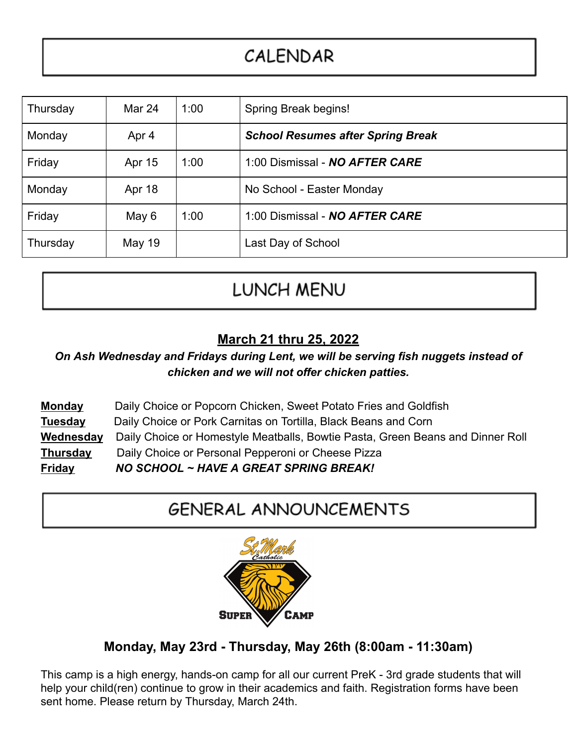## CALENDAR

| | | | |
|---|---|---|---|
| Thursday | Mar 24 | 1:00 | Spring Break begins! |
| Monday | Apr 4 | | ***School Resumes after Spring Break*** |
| Friday | Apr 15 | 1:00 | 1:00 Dismissal - ***NO AFTER CARE*** |
| Monday | Apr 18 | | No School - Easter Monday |
| Friday | May 6 | 1:00 | 1:00 Dismissal - ***NO AFTER CARE*** |
| Thursday | May 19 | | Last Day of School |

## LUNCH MENU

**March 21 thru 25, 2022**

***On Ash Wednesday and Fridays during Lent, we will be serving fish nuggets instead of chicken and we will not offer chicken patties.***

**Monday** Daily Choice or Popcorn Chicken, Sweet Potato Fries and Goldfish
**Tuesday** Daily Choice or Pork Carnitas on Tortilla, Black Beans and Corn
**Wednesday** Daily Choice or Homestyle Meatballs, Bowtie Pasta, Green Beans and Dinner Roll
**Thursday** Daily Choice or Personal Pepperoni or Cheese Pizza
**Friday** ***NO SCHOOL ~ HAVE A GREAT SPRING BREAK!***

## GENERAL ANNOUNCEMENTS

St. Mark Catholic SUPER CAMP

**Monday, May 23rd - Thursday, May 26th (8:00am - 11:30am)**

This camp is a high energy, hands-on camp for all our current PreK - 3rd grade students that will help your child(ren) continue to grow in their academics and faith. Registration forms have been sent home. Please return by Thursday, March 24th.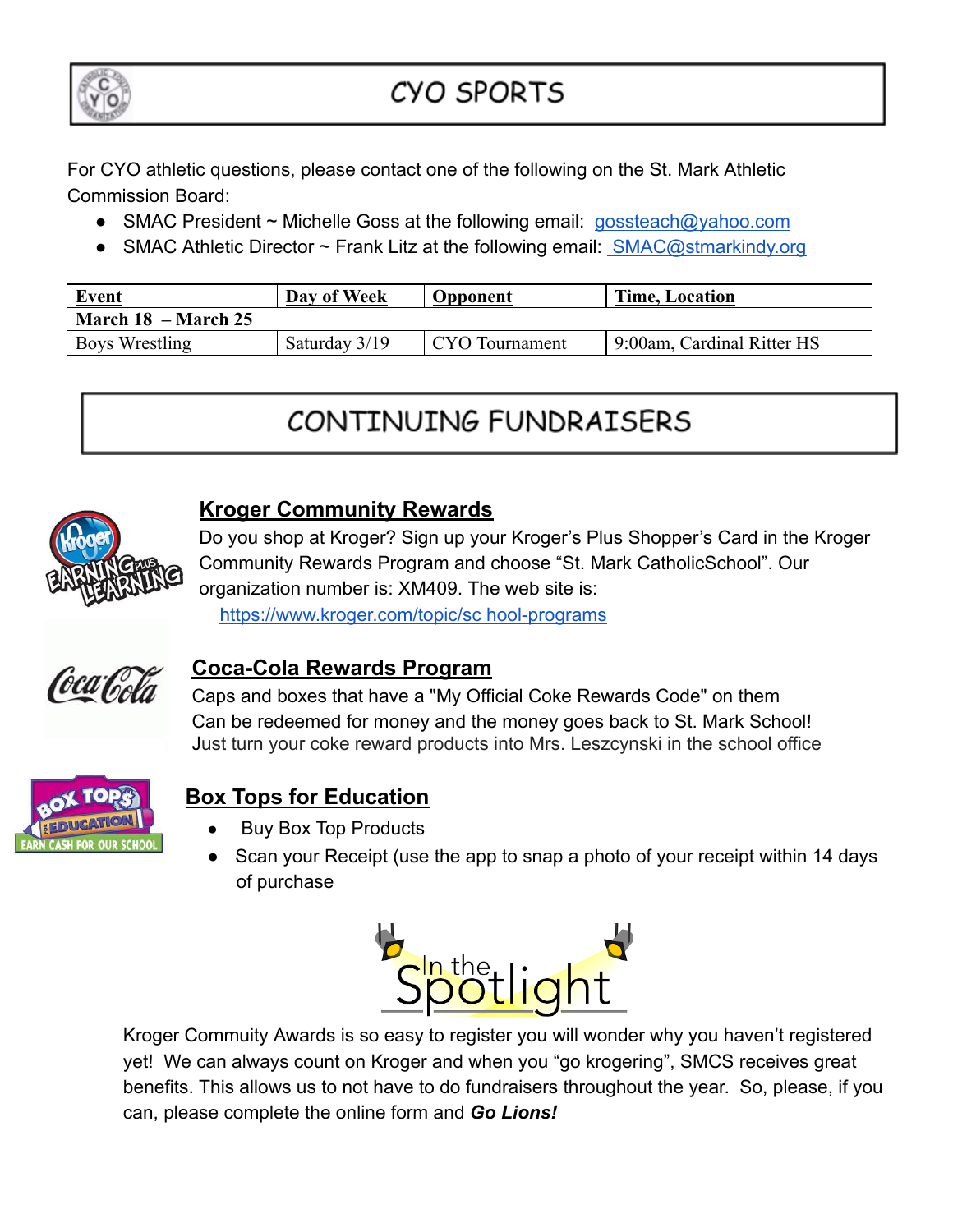## CYO SPORTS

For CYO athletic questions, please contact one of the following on the St. Mark Athletic Commission Board:

- SMAC President ~ Michelle Goss at the following email: gossteach@yahoo.com
- SMAC Athletic Director ~ Frank Litz at the following email: SMAC@stmarkindy.org

| **Event** | **Day of Week** | **Opponent** | **Time, Location** |
|---|---|---|---|
| **March 18 – March 25** | | | |
| Boys Wrestling | Saturday 3/19 | CYO Tournament | 9:00am, Cardinal Ritter HS |

## CONTINUING FUNDRAISERS

### Kroger Community Rewards

Do you shop at Kroger? Sign up your Kroger's Plus Shopper's Card in the Kroger Community Rewards Program and choose "St. Mark CatholicSchool". Our organization number is: XM409. The web site is:

https://www.kroger.com/topic/sc hool-programs

### Coca-Cola Rewards Program

Caps and boxes that have a "My Official Coke Rewards Code" on them
Can be redeemed for money and the money goes back to St. Mark School!
Just turn your coke reward products into Mrs. Leszcynski in the school office

### Box Tops for Education

- Buy Box Top Products
- Scan your Receipt (use the app to snap a photo of your receipt within 14 days of purchase

## In the Spotlight

Kroger Commuity Awards is so easy to register you will wonder why you haven't registered yet! We can always count on Kroger and when you "go krogering", SMCS receives great benefits. This allows us to not have to do fundraisers throughout the year. So, please, if you can, please complete the online form and ***Go Lions!***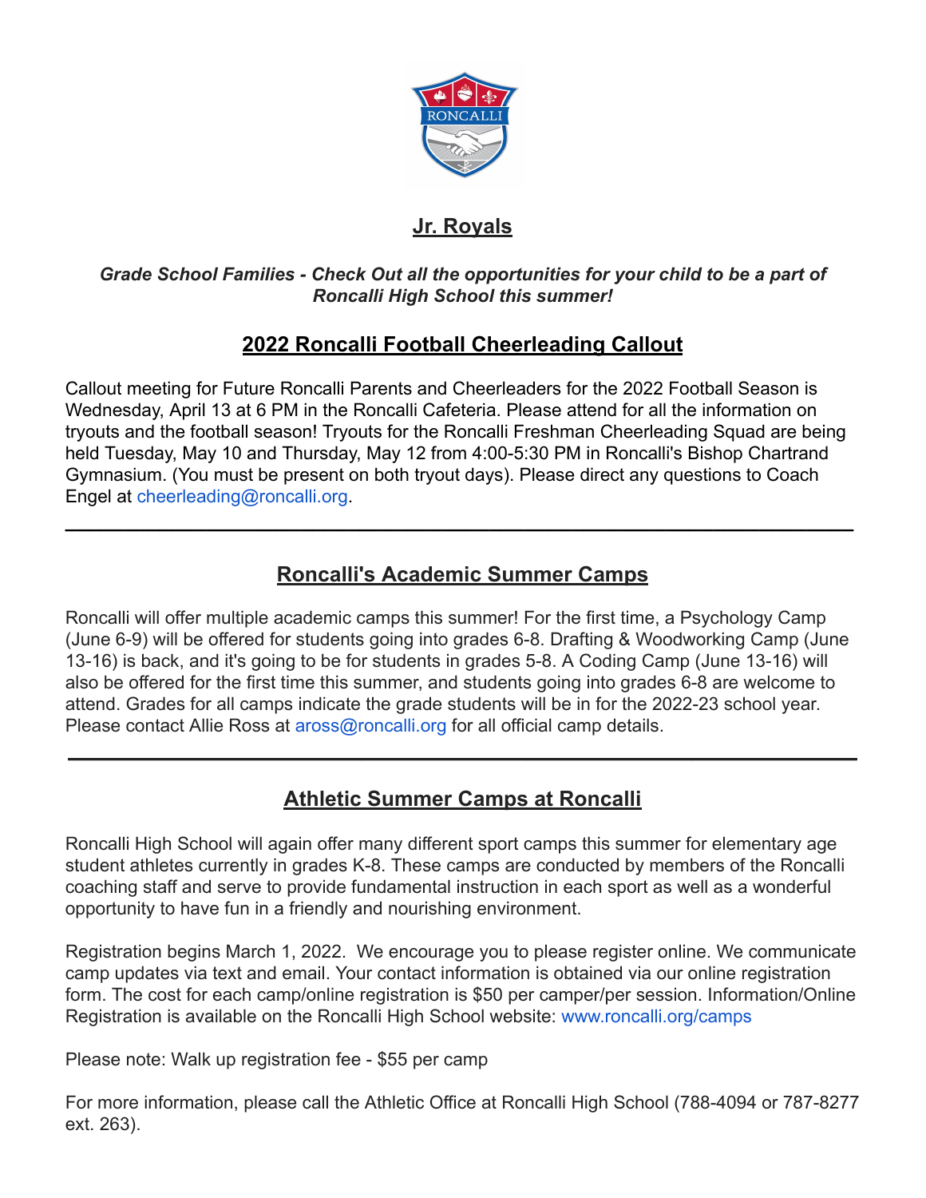# Jr. Royals

***Grade School Families - Check Out all the opportunities for your child to be a part of Roncalli High School this summer!***

## 2022 Roncalli Football Cheerleading Callout

Callout meeting for Future Roncalli Parents and Cheerleaders for the 2022 Football Season is Wednesday, April 13 at 6 PM in the Roncalli Cafeteria. Please attend for all the information on tryouts and the football season! Tryouts for the Roncalli Freshman Cheerleading Squad are being held Tuesday, May 10 and Thursday, May 12 from 4:00-5:30 PM in Roncalli's Bishop Chartrand Gymnasium. (You must be present on both tryout days). Please direct any questions to Coach Engel at cheerleading@roncalli.org.

---

## Roncalli's Academic Summer Camps

Roncalli will offer multiple academic camps this summer! For the first time, a Psychology Camp (June 6-9) will be offered for students going into grades 6-8. Drafting & Woodworking Camp (June 13-16) is back, and it's going to be for students in grades 5-8. A Coding Camp (June 13-16) will also be offered for the first time this summer, and students going into grades 6-8 are welcome to attend. Grades for all camps indicate the grade students will be in for the 2022-23 school year. Please contact Allie Ross at aross@roncalli.org for all official camp details.

---

## Athletic Summer Camps at Roncalli

Roncalli High School will again offer many different sport camps this summer for elementary age student athletes currently in grades K-8. These camps are conducted by members of the Roncalli coaching staff and serve to provide fundamental instruction in each sport as well as a wonderful opportunity to have fun in a friendly and nourishing environment.

Registration begins March 1, 2022. We encourage you to please register online. We communicate camp updates via text and email. Your contact information is obtained via our online registration form. The cost for each camp/online registration is $50 per camper/per session. Information/Online Registration is available on the Roncalli High School website: www.roncalli.org/camps

Please note: Walk up registration fee - $55 per camp

For more information, please call the Athletic Office at Roncalli High School (788-4094 or 787-8277 ext. 263).